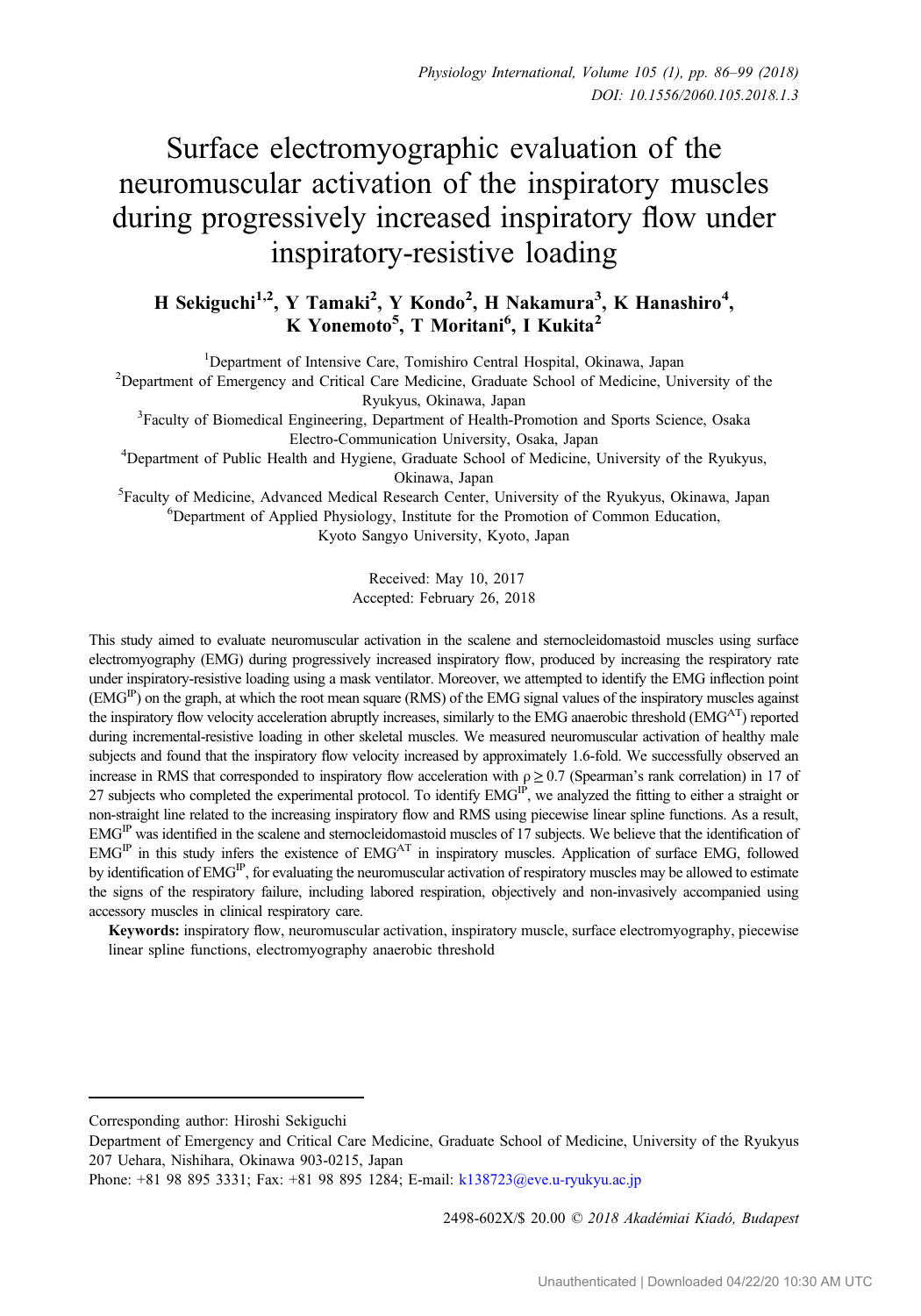# Surface electromyographic evaluation of the neuromuscular activation of the inspiratory muscles during progressively increased inspiratory flow under inspiratory-resistive loading

**H Sekiguchi[1,2], Y Tamaki[2], Y Kondo[2], H Nakamura[3], K Hanashiro[4], K Yonemoto[5], T Moritani[6], I Kukita[2]**

[1]Department of Intensive Care, Tomishiro Central Hospital, Okinawa, Japan
[2]Department of Emergency and Critical Care Medicine, Graduate School of Medicine, University of the Ryukyus, Okinawa, Japan
[3]Faculty of Biomedical Engineering, Department of Health-Promotion and Sports Science, Osaka Electro-Communication University, Osaka, Japan
[4]Department of Public Health and Hygiene, Graduate School of Medicine, University of the Ryukyus, Okinawa, Japan
[5]Faculty of Medicine, Advanced Medical Research Center, University of the Ryukyus, Okinawa, Japan
[6]Department of Applied Physiology, Institute for the Promotion of Common Education, Kyoto Sangyo University, Kyoto, Japan

Received: May 10, 2017
Accepted: February 26, 2018

This study aimed to evaluate neuromuscular activation in the scalene and sternocleidomastoid muscles using surface electromyography (EMG) during progressively increased inspiratory flow, produced by increasing the respiratory rate under inspiratory-resistive loading using a mask ventilator. Moreover, we attempted to identify the EMG inflection point ($EMG^{IP}$) on the graph, at which the root mean square (RMS) of the EMG signal values of the inspiratory muscles against the inspiratory flow velocity acceleration abruptly increases, similarly to the EMG anaerobic threshold ($EMG^{AT}$) reported during incremental-resistive loading in other skeletal muscles. We measured neuromuscular activation of healthy male subjects and found that the inspiratory flow velocity increased by approximately 1.6-fold. We successfully observed an increase in RMS that corresponded to inspiratory flow acceleration with $\rho \geq 0.7$ (Spearman's rank correlation) in 17 of 27 subjects who completed the experimental protocol. To identify $EMG^{IP}$, we analyzed the fitting to either a straight or non-straight line related to the increasing inspiratory flow and RMS using piecewise linear spline functions. As a result, $EMG^{IP}$ was identified in the scalene and sternocleidomastoid muscles of 17 subjects. We believe that the identification of $EMG^{IP}$ in this study infers the existence of $EMG^{AT}$ in inspiratory muscles. Application of surface EMG, followed by identification of $EMG^{IP}$, for evaluating the neuromuscular activation of respiratory muscles may be allowed to estimate the signs of the respiratory failure, including labored respiration, objectively and non-invasively accompanied using accessory muscles in clinical respiratory care.

**Keywords:** inspiratory flow, neuromuscular activation, inspiratory muscle, surface electromyography, piecewise linear spline functions, electromyography anaerobic threshold

---

Corresponding author: Hiroshi Sekiguchi
Department of Emergency and Critical Care Medicine, Graduate School of Medicine, University of the Ryukyus 207 Uehara, Nishihara, Okinawa 903-0215, Japan
Phone: +81 98 895 3331; Fax: +81 98 895 1284; E-mail: k138723@eve.u-ryukyu.ac.jp

2498-602X/$ 20.00 © *2018 Akadémiai Kiadó, Budapest*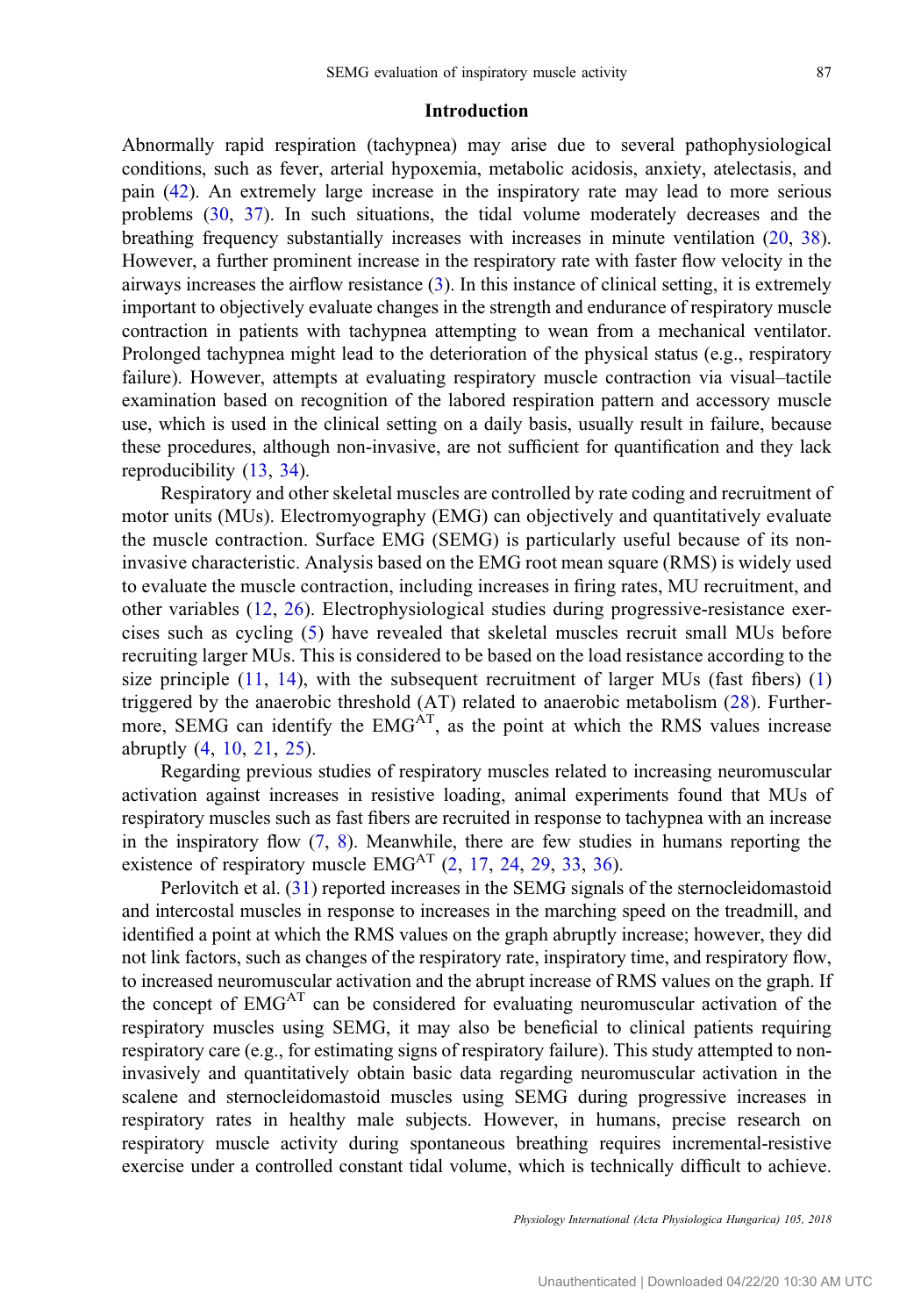## Introduction

Abnormally rapid respiration (tachypnea) may arise due to several pathophysiological conditions, such as fever, arterial hypoxemia, metabolic acidosis, anxiety, atelectasis, and pain (42). An extremely large increase in the inspiratory rate may lead to more serious problems (30, 37). In such situations, the tidal volume moderately decreases and the breathing frequency substantially increases with increases in minute ventilation (20, 38). However, a further prominent increase in the respiratory rate with faster flow velocity in the airways increases the airflow resistance (3). In this instance of clinical setting, it is extremely important to objectively evaluate changes in the strength and endurance of respiratory muscle contraction in patients with tachypnea attempting to wean from a mechanical ventilator. Prolonged tachypnea might lead to the deterioration of the physical status (e.g., respiratory failure). However, attempts at evaluating respiratory muscle contraction via visual–tactile examination based on recognition of the labored respiration pattern and accessory muscle use, which is used in the clinical setting on a daily basis, usually result in failure, because these procedures, although non-invasive, are not sufficient for quantification and they lack reproducibility (13, 34).

Respiratory and other skeletal muscles are controlled by rate coding and recruitment of motor units (MUs). Electromyography (EMG) can objectively and quantitatively evaluate the muscle contraction. Surface EMG (SEMG) is particularly useful because of its non-invasive characteristic. Analysis based on the EMG root mean square (RMS) is widely used to evaluate the muscle contraction, including increases in firing rates, MU recruitment, and other variables (12, 26). Electrophysiological studies during progressive-resistance exercises such as cycling (5) have revealed that skeletal muscles recruit small MUs before recruiting larger MUs. This is considered to be based on the load resistance according to the size principle (11, 14), with the subsequent recruitment of larger MUs (fast fibers) (1) triggered by the anaerobic threshold (AT) related to anaerobic metabolism (28). Furthermore, SEMG can identify the $EMG^{AT}$, as the point at which the RMS values increase abruptly (4, 10, 21, 25).

Regarding previous studies of respiratory muscles related to increasing neuromuscular activation against increases in resistive loading, animal experiments found that MUs of respiratory muscles such as fast fibers are recruited in response to tachypnea with an increase in the inspiratory flow (7, 8). Meanwhile, there are few studies in humans reporting the existence of respiratory muscle $EMG^{AT}$ (2, 17, 24, 29, 33, 36).

Perlovitch et al. (31) reported increases in the SEMG signals of the sternocleidomastoid and intercostal muscles in response to increases in the marching speed on the treadmill, and identified a point at which the RMS values on the graph abruptly increase; however, they did not link factors, such as changes of the respiratory rate, inspiratory time, and respiratory flow, to increased neuromuscular activation and the abrupt increase of RMS values on the graph. If the concept of $EMG^{AT}$ can be considered for evaluating neuromuscular activation of the respiratory muscles using SEMG, it may also be beneficial to clinical patients requiring respiratory care (e.g., for estimating signs of respiratory failure). This study attempted to non-invasively and quantitatively obtain basic data regarding neuromuscular activation in the scalene and sternocleidomastoid muscles using SEMG during progressive increases in respiratory rates in healthy male subjects. However, in humans, precise research on respiratory muscle activity during spontaneous breathing requires incremental-resistive exercise under a controlled constant tidal volume, which is technically difficult to achieve.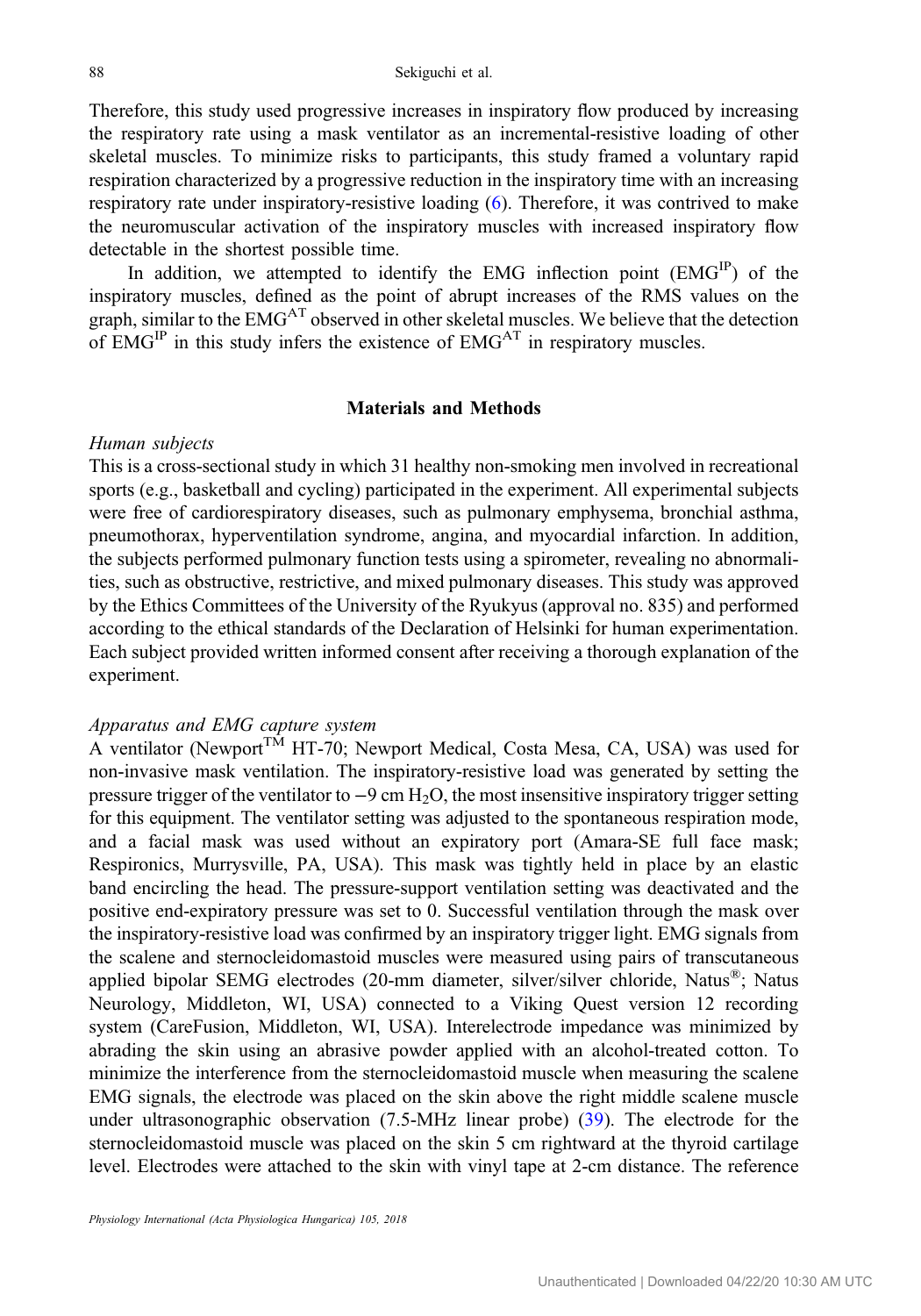Therefore, this study used progressive increases in inspiratory flow produced by increasing the respiratory rate using a mask ventilator as an incremental-resistive loading of other skeletal muscles. To minimize risks to participants, this study framed a voluntary rapid respiration characterized by a progressive reduction in the inspiratory time with an increasing respiratory rate under inspiratory-resistive loading (6). Therefore, it was contrived to make the neuromuscular activation of the inspiratory muscles with increased inspiratory flow detectable in the shortest possible time.

In addition, we attempted to identify the EMG inflection point ($EMG^{IP}$) of the inspiratory muscles, defined as the point of abrupt increases of the RMS values on the graph, similar to the $EMG^{AT}$ observed in other skeletal muscles. We believe that the detection of $EMG^{IP}$ in this study infers the existence of $EMG^{AT}$ in respiratory muscles.

## Materials and Methods

### *Human subjects*

This is a cross-sectional study in which 31 healthy non-smoking men involved in recreational sports (e.g., basketball and cycling) participated in the experiment. All experimental subjects were free of cardiorespiratory diseases, such as pulmonary emphysema, bronchial asthma, pneumothorax, hyperventilation syndrome, angina, and myocardial infarction. In addition, the subjects performed pulmonary function tests using a spirometer, revealing no abnormalities, such as obstructive, restrictive, and mixed pulmonary diseases. This study was approved by the Ethics Committees of the University of the Ryukyus (approval no. 835) and performed according to the ethical standards of the Declaration of Helsinki for human experimentation. Each subject provided written informed consent after receiving a thorough explanation of the experiment.

### *Apparatus and EMG capture system*

A ventilator (Newport™ HT-70; Newport Medical, Costa Mesa, CA, USA) was used for non-invasive mask ventilation. The inspiratory-resistive load was generated by setting the pressure trigger of the ventilator to −9 cm $H_2O$, the most insensitive inspiratory trigger setting for this equipment. The ventilator setting was adjusted to the spontaneous respiration mode, and a facial mask was used without an expiratory port (Amara-SE full face mask; Respironics, Murrysville, PA, USA). This mask was tightly held in place by an elastic band encircling the head. The pressure-support ventilation setting was deactivated and the positive end-expiratory pressure was set to 0. Successful ventilation through the mask over the inspiratory-resistive load was confirmed by an inspiratory trigger light. EMG signals from the scalene and sternocleidomastoid muscles were measured using pairs of transcutaneous applied bipolar SEMG electrodes (20-mm diameter, silver/silver chloride, Natus®; Natus Neurology, Middleton, WI, USA) connected to a Viking Quest version 12 recording system (CareFusion, Middleton, WI, USA). Interelectrode impedance was minimized by abrading the skin using an abrasive powder applied with an alcohol-treated cotton. To minimize the interference from the sternocleidomastoid muscle when measuring the scalene EMG signals, the electrode was placed on the skin above the right middle scalene muscle under ultrasonographic observation (7.5-MHz linear probe) (39). The electrode for the sternocleidomastoid muscle was placed on the skin 5 cm rightward at the thyroid cartilage level. Electrodes were attached to the skin with vinyl tape at 2-cm distance. The reference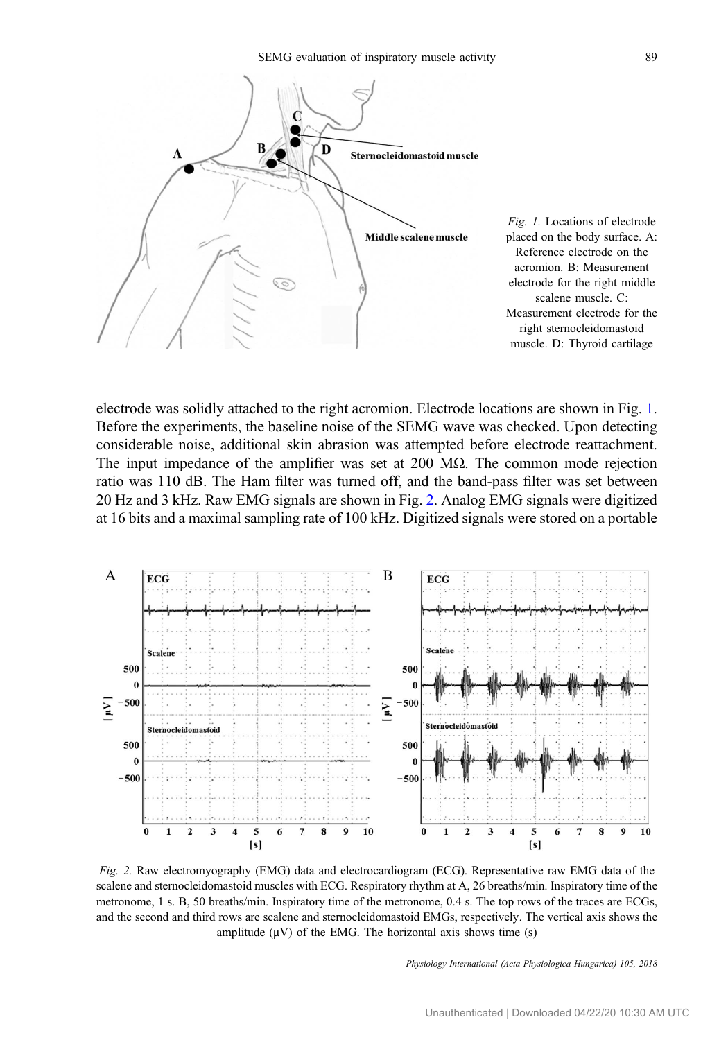Fig. 1. Locations of electrode placed on the body surface. A: Reference electrode on the acromion. B: Measurement electrode for the right middle scalene muscle. C: Measurement electrode for the right sternocleidomastoid muscle. D: Thyroid cartilage

electrode was solidly attached to the right acromion. Electrode locations are shown in Fig. 1. Before the experiments, the baseline noise of the SEMG wave was checked. Upon detecting considerable noise, additional skin abrasion was attempted before electrode reattachment. The input impedance of the amplifier was set at 200 MΩ. The common mode rejection ratio was 110 dB. The Ham filter was turned off, and the band-pass filter was set between 20 Hz and 3 kHz. Raw EMG signals are shown in Fig. 2. Analog EMG signals were digitized at 16 bits and a maximal sampling rate of 100 kHz. Digitized signals were stored on a portable

Fig. 2. Raw electromyography (EMG) data and electrocardiogram (ECG). Representative raw EMG data of the scalene and sternocleidomastoid muscles with ECG. Respiratory rhythm at A, 26 breaths/min. Inspiratory time of the metronome, 1 s. B, 50 breaths/min. Inspiratory time of the metronome, 0.4 s. The top rows of the traces are ECGs, and the second and third rows are scalene and sternocleidomastoid EMGs, respectively. The vertical axis shows the amplitude (μV) of the EMG. The horizontal axis shows time (s)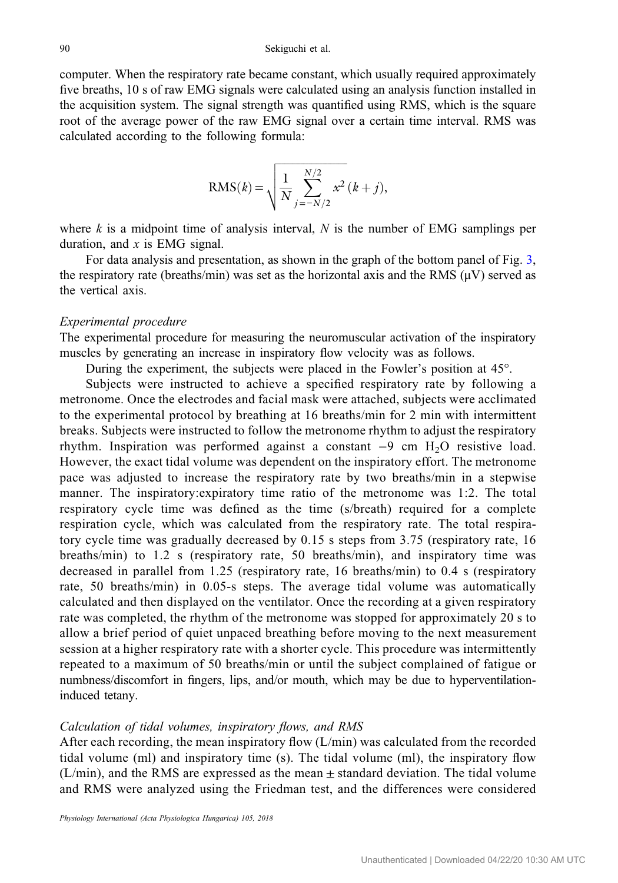computer. When the respiratory rate became constant, which usually required approximately five breaths, 10 s of raw EMG signals were calculated using an analysis function installed in the acquisition system. The signal strength was quantified using RMS, which is the square root of the average power of the raw EMG signal over a certain time interval. RMS was calculated according to the following formula:

$$\mathrm{RMS}(k) = \sqrt{\frac{1}{N}\sum_{j=-N/2}^{N/2} x^2\,(k+j)},$$

where $k$ is a midpoint time of analysis interval, $N$ is the number of EMG samplings per duration, and $x$ is EMG signal.

For data analysis and presentation, as shown in the graph of the bottom panel of Fig. 3, the respiratory rate (breaths/min) was set as the horizontal axis and the RMS (μV) served as the vertical axis.

*Experimental procedure*

The experimental procedure for measuring the neuromuscular activation of the inspiratory muscles by generating an increase in inspiratory flow velocity was as follows.

During the experiment, the subjects were placed in the Fowler's position at 45°.

Subjects were instructed to achieve a specified respiratory rate by following a metronome. Once the electrodes and facial mask were attached, subjects were acclimated to the experimental protocol by breathing at 16 breaths/min for 2 min with intermittent breaks. Subjects were instructed to follow the metronome rhythm to adjust the respiratory rhythm. Inspiration was performed against a constant −9 cm $H_2O$ resistive load. However, the exact tidal volume was dependent on the inspiratory effort. The metronome pace was adjusted to increase the respiratory rate by two breaths/min in a stepwise manner. The inspiratory:expiratory time ratio of the metronome was 1:2. The total respiratory cycle time was defined as the time (s/breath) required for a complete respiration cycle, which was calculated from the respiratory rate. The total respiratory cycle time was gradually decreased by 0.15 s steps from 3.75 (respiratory rate, 16 breaths/min) to 1.2 s (respiratory rate, 50 breaths/min), and inspiratory time was decreased in parallel from 1.25 (respiratory rate, 16 breaths/min) to 0.4 s (respiratory rate, 50 breaths/min) in 0.05-s steps. The average tidal volume was automatically calculated and then displayed on the ventilator. Once the recording at a given respiratory rate was completed, the rhythm of the metronome was stopped for approximately 20 s to allow a brief period of quiet unpaced breathing before moving to the next measurement session at a higher respiratory rate with a shorter cycle. This procedure was intermittently repeated to a maximum of 50 breaths/min or until the subject complained of fatigue or numbness/discomfort in fingers, lips, and/or mouth, which may be due to hyperventilation-induced tetany.

*Calculation of tidal volumes, inspiratory flows, and RMS*

After each recording, the mean inspiratory flow (L/min) was calculated from the recorded tidal volume (ml) and inspiratory time (s). The tidal volume (ml), the inspiratory flow (L/min), and the RMS are expressed as the mean ± standard deviation. The tidal volume and RMS were analyzed using the Friedman test, and the differences were considered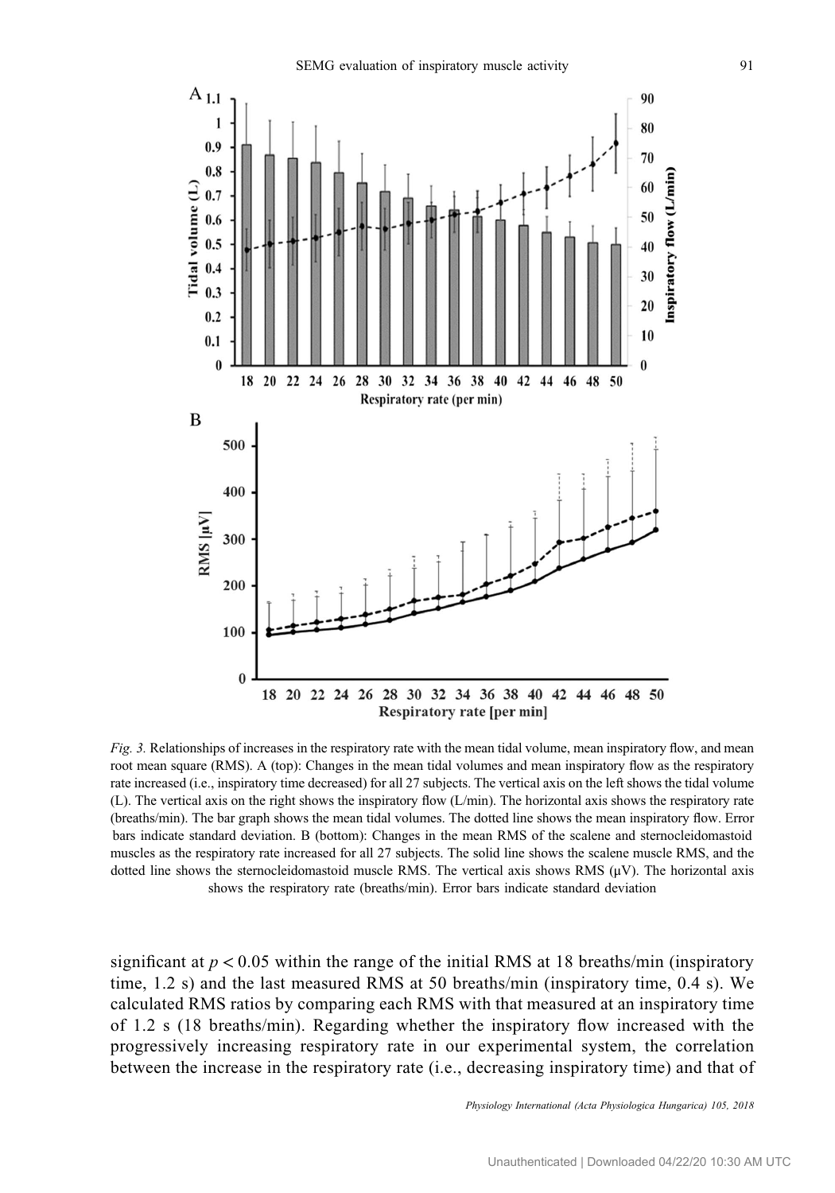*Fig. 3.* Relationships of increases in the respiratory rate with the mean tidal volume, mean inspiratory flow, and mean root mean square (RMS). A (top): Changes in the mean tidal volumes and mean inspiratory flow as the respiratory rate increased (i.e., inspiratory time decreased) for all 27 subjects. The vertical axis on the left shows the tidal volume (L). The vertical axis on the right shows the inspiratory flow (L/min). The horizontal axis shows the respiratory rate (breaths/min). The bar graph shows the mean tidal volumes. The dotted line shows the mean inspiratory flow. Error bars indicate standard deviation. B (bottom): Changes in the mean RMS of the scalene and sternocleidomastoid muscles as the respiratory rate increased for all 27 subjects. The solid line shows the scalene muscle RMS, and the dotted line shows the sternocleidomastoid muscle RMS. The vertical axis shows RMS (μV). The horizontal axis shows the respiratory rate (breaths/min). Error bars indicate standard deviation

significant at $p < 0.05$ within the range of the initial RMS at 18 breaths/min (inspiratory time, 1.2 s) and the last measured RMS at 50 breaths/min (inspiratory time, 0.4 s). We calculated RMS ratios by comparing each RMS with that measured at an inspiratory time of 1.2 s (18 breaths/min). Regarding whether the inspiratory flow increased with the progressively increasing respiratory rate in our experimental system, the correlation between the increase in the respiratory rate (i.e., decreasing inspiratory time) and that of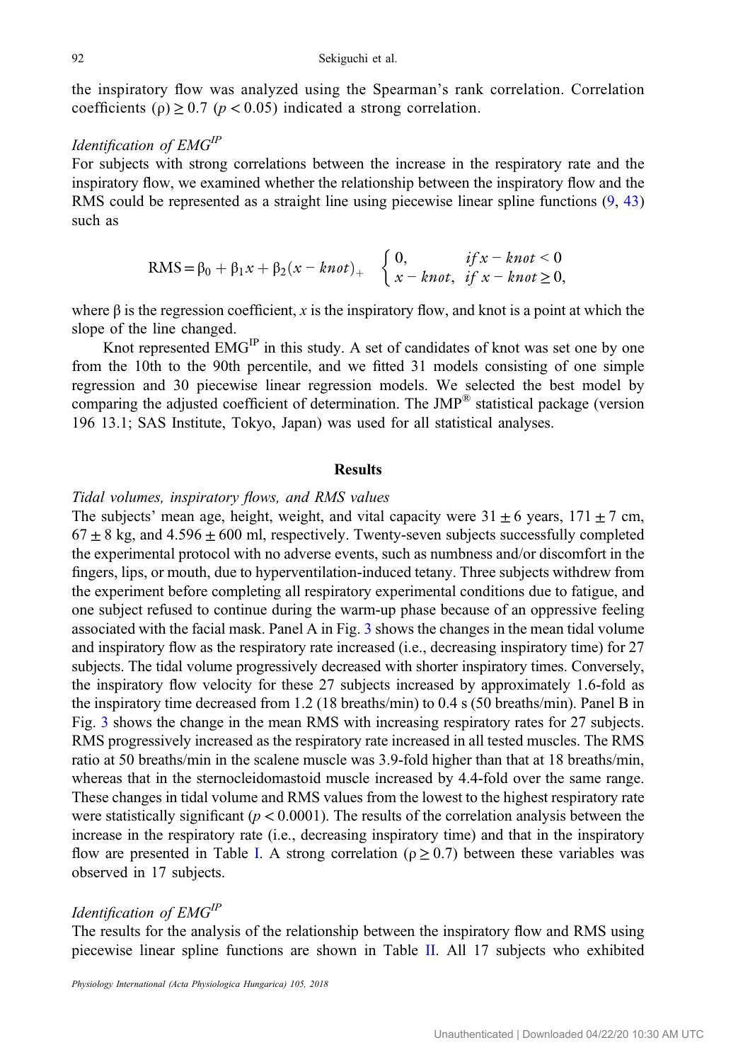the inspiratory flow was analyzed using the Spearman's rank correlation. Correlation coefficients ($\rho$) $\geq 0.7$ ($p < 0.05$) indicated a strong correlation.

*Identification of EMG$^{IP}$*

For subjects with strong correlations between the increase in the respiratory rate and the inspiratory flow, we examined whether the relationship between the inspiratory flow and the RMS could be represented as a straight line using piecewise linear spline functions (9, 43) such as

$$\text{RMS} = \beta_0 + \beta_1 x + \beta_2 (x - knot)_+ \quad \begin{cases} 0, & if\, x - knot < 0 \\ x - knot, & if\ x - knot \geq 0, \end{cases}$$

where $\beta$ is the regression coefficient, $x$ is the inspiratory flow, and knot is a point at which the slope of the line changed.

Knot represented EMG$^{IP}$ in this study. A set of candidates of knot was set one by one from the 10th to the 90th percentile, and we fitted 31 models consisting of one simple regression and 30 piecewise linear regression models. We selected the best model by comparing the adjusted coefficient of determination. The JMP® statistical package (version 196 13.1; SAS Institute, Tokyo, Japan) was used for all statistical analyses.

## Results

*Tidal volumes, inspiratory flows, and RMS values*

The subjects' mean age, height, weight, and vital capacity were 31 ± 6 years, 171 ± 7 cm, 67 ± 8 kg, and 4.596 ± 600 ml, respectively. Twenty-seven subjects successfully completed the experimental protocol with no adverse events, such as numbness and/or discomfort in the fingers, lips, or mouth, due to hyperventilation-induced tetany. Three subjects withdrew from the experiment before completing all respiratory experimental conditions due to fatigue, and one subject refused to continue during the warm-up phase because of an oppressive feeling associated with the facial mask. Panel A in Fig. 3 shows the changes in the mean tidal volume and inspiratory flow as the respiratory rate increased (i.e., decreasing inspiratory time) for 27 subjects. The tidal volume progressively decreased with shorter inspiratory times. Conversely, the inspiratory flow velocity for these 27 subjects increased by approximately 1.6-fold as the inspiratory time decreased from 1.2 (18 breaths/min) to 0.4 s (50 breaths/min). Panel B in Fig. 3 shows the change in the mean RMS with increasing respiratory rates for 27 subjects. RMS progressively increased as the respiratory rate increased in all tested muscles. The RMS ratio at 50 breaths/min in the scalene muscle was 3.9-fold higher than that at 18 breaths/min, whereas that in the sternocleidomastoid muscle increased by 4.4-fold over the same range. These changes in tidal volume and RMS values from the lowest to the highest respiratory rate were statistically significant ($p < 0.0001$). The results of the correlation analysis between the increase in the respiratory rate (i.e., decreasing inspiratory time) and that in the inspiratory flow are presented in Table I. A strong correlation ($\rho \geq 0.7$) between these variables was observed in 17 subjects.

*Identification of EMG$^{IP}$*

The results for the analysis of the relationship between the inspiratory flow and RMS using piecewise linear spline functions are shown in Table II. All 17 subjects who exhibited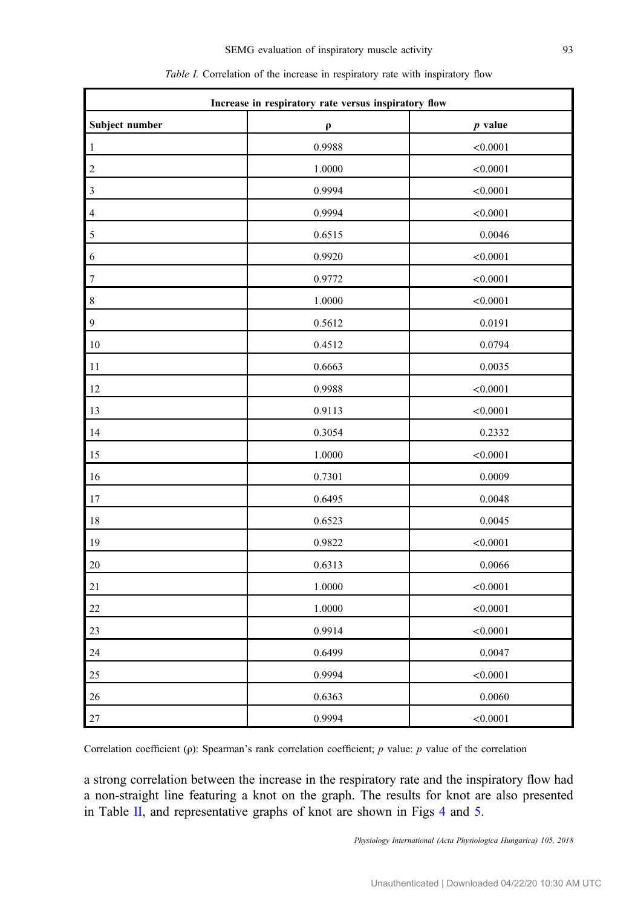*Table I.* Correlation of the increase in respiratory rate with inspiratory flow

| Increase in respiratory rate versus inspiratory flow | | |
|---|---|---|
| **Subject number** | **ρ** | ***p* value** |
| 1 | 0.9988 | <0.0001 |
| 2 | 1.0000 | <0.0001 |
| 3 | 0.9994 | <0.0001 |
| 4 | 0.9994 | <0.0001 |
| 5 | 0.6515 | 0.0046 |
| 6 | 0.9920 | <0.0001 |
| 7 | 0.9772 | <0.0001 |
| 8 | 1.0000 | <0.0001 |
| 9 | 0.5612 | 0.0191 |
| 10 | 0.4512 | 0.0794 |
| 11 | 0.6663 | 0.0035 |
| 12 | 0.9988 | <0.0001 |
| 13 | 0.9113 | <0.0001 |
| 14 | 0.3054 | 0.2332 |
| 15 | 1.0000 | <0.0001 |
| 16 | 0.7301 | 0.0009 |
| 17 | 0.6495 | 0.0048 |
| 18 | 0.6523 | 0.0045 |
| 19 | 0.9822 | <0.0001 |
| 20 | 0.6313 | 0.0066 |
| 21 | 1.0000 | <0.0001 |
| 22 | 1.0000 | <0.0001 |
| 23 | 0.9914 | <0.0001 |
| 24 | 0.6499 | 0.0047 |
| 25 | 0.9994 | <0.0001 |
| 26 | 0.6363 | 0.0060 |
| 27 | 0.9994 | <0.0001 |

Correlation coefficient (ρ): Spearman's rank correlation coefficient; *p* value: *p* value of the correlation

a strong correlation between the increase in the respiratory rate and the inspiratory flow had a non-straight line featuring a knot on the graph. The results for knot are also presented in Table II, and representative graphs of knot are shown in Figs 4 and 5.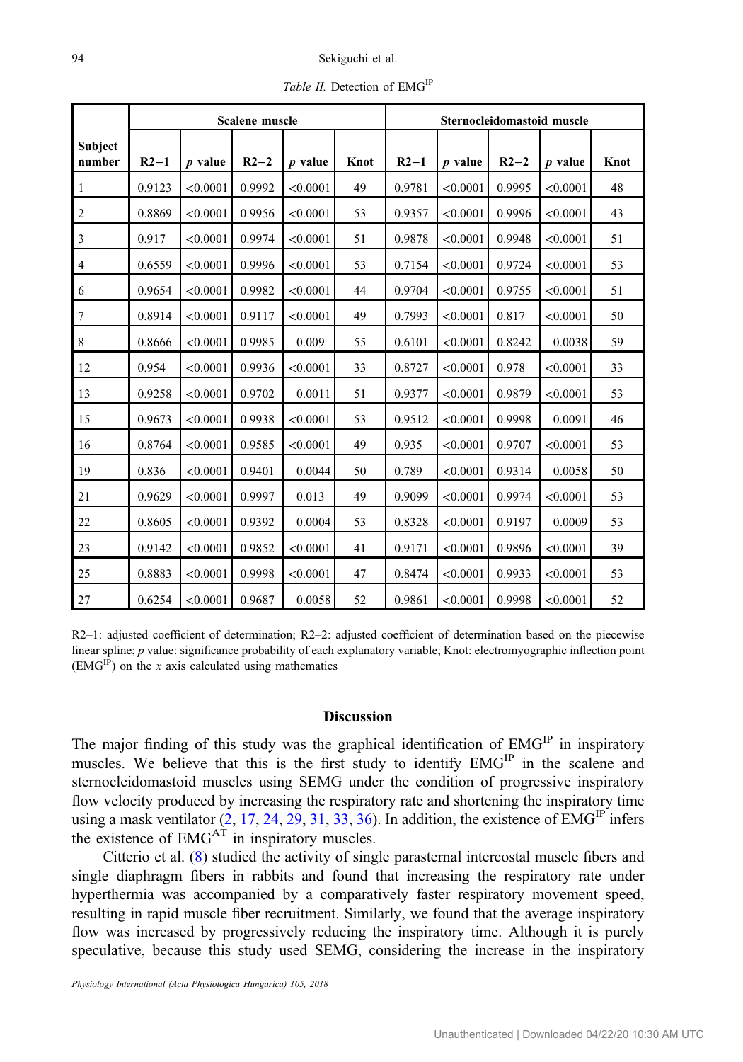*Table II.* Detection of $EMG^{IP}$

| Subject number | Scalene muscle | | | | | Sternocleidomastoid muscle | | | | |
|---|---|---|---|---|---|---|---|---|---|---|
| | R2−1 | *p* value | R2−2 | *p* value | Knot | R2−1 | *p* value | R2−2 | *p* value | Knot |
| 1 | 0.9123 | <0.0001 | 0.9992 | <0.0001 | 49 | 0.9781 | <0.0001 | 0.9995 | <0.0001 | 48 |
| 2 | 0.8869 | <0.0001 | 0.9956 | <0.0001 | 53 | 0.9357 | <0.0001 | 0.9996 | <0.0001 | 43 |
| 3 | 0.917 | <0.0001 | 0.9974 | <0.0001 | 51 | 0.9878 | <0.0001 | 0.9948 | <0.0001 | 51 |
| 4 | 0.6559 | <0.0001 | 0.9996 | <0.0001 | 53 | 0.7154 | <0.0001 | 0.9724 | <0.0001 | 53 |
| 6 | 0.9654 | <0.0001 | 0.9982 | <0.0001 | 44 | 0.9704 | <0.0001 | 0.9755 | <0.0001 | 51 |
| 7 | 0.8914 | <0.0001 | 0.9117 | <0.0001 | 49 | 0.7993 | <0.0001 | 0.817 | <0.0001 | 50 |
| 8 | 0.8666 | <0.0001 | 0.9985 | 0.009 | 55 | 0.6101 | <0.0001 | 0.8242 | 0.0038 | 59 |
| 12 | 0.954 | <0.0001 | 0.9936 | <0.0001 | 33 | 0.8727 | <0.0001 | 0.978 | <0.0001 | 33 |
| 13 | 0.9258 | <0.0001 | 0.9702 | 0.0011 | 51 | 0.9377 | <0.0001 | 0.9879 | <0.0001 | 53 |
| 15 | 0.9673 | <0.0001 | 0.9938 | <0.0001 | 53 | 0.9512 | <0.0001 | 0.9998 | 0.0091 | 46 |
| 16 | 0.8764 | <0.0001 | 0.9585 | <0.0001 | 49 | 0.935 | <0.0001 | 0.9707 | <0.0001 | 53 |
| 19 | 0.836 | <0.0001 | 0.9401 | 0.0044 | 50 | 0.789 | <0.0001 | 0.9314 | 0.0058 | 50 |
| 21 | 0.9629 | <0.0001 | 0.9997 | 0.013 | 49 | 0.9099 | <0.0001 | 0.9974 | <0.0001 | 53 |
| 22 | 0.8605 | <0.0001 | 0.9392 | 0.0004 | 53 | 0.8328 | <0.0001 | 0.9197 | 0.0009 | 53 |
| 23 | 0.9142 | <0.0001 | 0.9852 | <0.0001 | 41 | 0.9171 | <0.0001 | 0.9896 | <0.0001 | 39 |
| 25 | 0.8883 | <0.0001 | 0.9998 | <0.0001 | 47 | 0.8474 | <0.0001 | 0.9933 | <0.0001 | 53 |
| 27 | 0.6254 | <0.0001 | 0.9687 | 0.0058 | 52 | 0.9861 | <0.0001 | 0.9998 | <0.0001 | 52 |

R2–1: adjusted coefficient of determination; R2–2: adjusted coefficient of determination based on the piecewise linear spline; *p* value: significance probability of each explanatory variable; Knot: electromyographic inflection point ($EMG^{IP}$) on the *x* axis calculated using mathematics

## Discussion

The major finding of this study was the graphical identification of $EMG^{IP}$ in inspiratory muscles. We believe that this is the first study to identify $EMG^{IP}$ in the scalene and sternocleidomastoid muscles using SEMG under the condition of progressive inspiratory flow velocity produced by increasing the respiratory rate and shortening the inspiratory time using a mask ventilator (2, 17, 24, 29, 31, 33, 36). In addition, the existence of $EMG^{IP}$ infers the existence of $EMG^{AT}$ in inspiratory muscles.

Citterio et al. (8) studied the activity of single parasternal intercostal muscle fibers and single diaphragm fibers in rabbits and found that increasing the respiratory rate under hyperthermia was accompanied by a comparatively faster respiratory movement speed, resulting in rapid muscle fiber recruitment. Similarly, we found that the average inspiratory flow was increased by progressively reducing the inspiratory time. Although it is purely speculative, because this study used SEMG, considering the increase in the inspiratory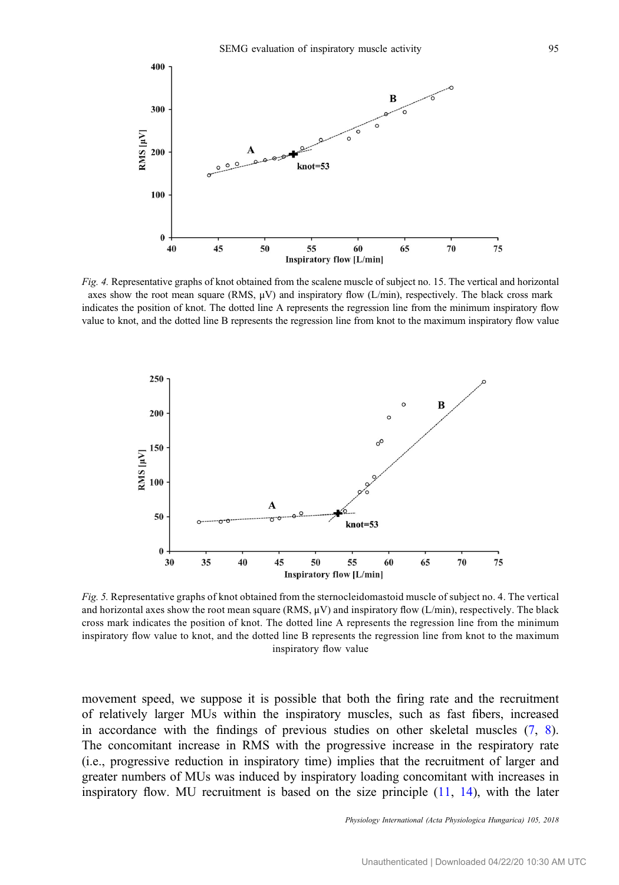*Fig. 4.* Representative graphs of knot obtained from the scalene muscle of subject no. 15. The vertical and horizontal axes show the root mean square (RMS, μV) and inspiratory flow (L/min), respectively. The black cross mark indicates the position of knot. The dotted line A represents the regression line from the minimum inspiratory flow value to knot, and the dotted line B represents the regression line from knot to the maximum inspiratory flow value

*Fig. 5.* Representative graphs of knot obtained from the sternocleidomastoid muscle of subject no. 4. The vertical and horizontal axes show the root mean square (RMS, μV) and inspiratory flow (L/min), respectively. The black cross mark indicates the position of knot. The dotted line A represents the regression line from the minimum inspiratory flow value to knot, and the dotted line B represents the regression line from knot to the maximum inspiratory flow value

movement speed, we suppose it is possible that both the firing rate and the recruitment of relatively larger MUs within the inspiratory muscles, such as fast fibers, increased in accordance with the findings of previous studies on other skeletal muscles (7, 8). The concomitant increase in RMS with the progressive increase in the respiratory rate (i.e., progressive reduction in inspiratory time) implies that the recruitment of larger and greater numbers of MUs was induced by inspiratory loading concomitant with increases in inspiratory flow. MU recruitment is based on the size principle (11, 14), with the later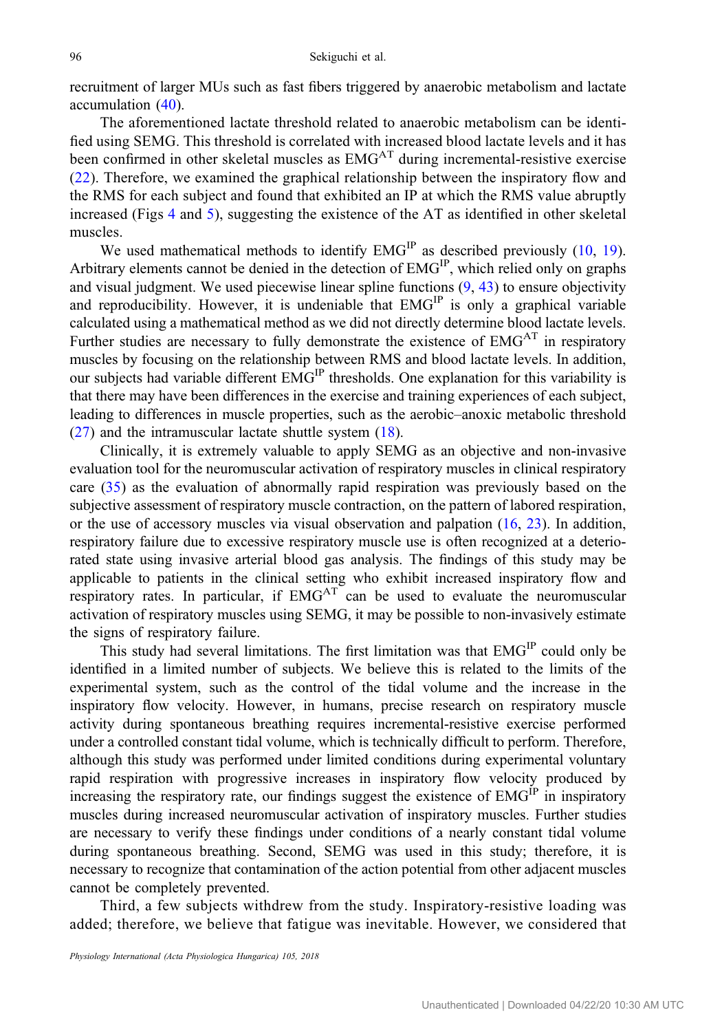recruitment of larger MUs such as fast fibers triggered by anaerobic metabolism and lactate accumulation (40).

The aforementioned lactate threshold related to anaerobic metabolism can be identified using SEMG. This threshold is correlated with increased blood lactate levels and it has been confirmed in other skeletal muscles as $EMG^{AT}$ during incremental-resistive exercise (22). Therefore, we examined the graphical relationship between the inspiratory flow and the RMS for each subject and found that exhibited an IP at which the RMS value abruptly increased (Figs 4 and 5), suggesting the existence of the AT as identified in other skeletal muscles.

We used mathematical methods to identify $EMG^{IP}$ as described previously (10, 19). Arbitrary elements cannot be denied in the detection of $EMG^{IP}$, which relied only on graphs and visual judgment. We used piecewise linear spline functions (9, 43) to ensure objectivity and reproducibility. However, it is undeniable that $EMG^{IP}$ is only a graphical variable calculated using a mathematical method as we did not directly determine blood lactate levels. Further studies are necessary to fully demonstrate the existence of $EMG^{AT}$ in respiratory muscles by focusing on the relationship between RMS and blood lactate levels. In addition, our subjects had variable different $EMG^{IP}$ thresholds. One explanation for this variability is that there may have been differences in the exercise and training experiences of each subject, leading to differences in muscle properties, such as the aerobic–anoxic metabolic threshold (27) and the intramuscular lactate shuttle system (18).

Clinically, it is extremely valuable to apply SEMG as an objective and non-invasive evaluation tool for the neuromuscular activation of respiratory muscles in clinical respiratory care (35) as the evaluation of abnormally rapid respiration was previously based on the subjective assessment of respiratory muscle contraction, on the pattern of labored respiration, or the use of accessory muscles via visual observation and palpation (16, 23). In addition, respiratory failure due to excessive respiratory muscle use is often recognized at a deteriorated state using invasive arterial blood gas analysis. The findings of this study may be applicable to patients in the clinical setting who exhibit increased inspiratory flow and respiratory rates. In particular, if $EMG^{AT}$ can be used to evaluate the neuromuscular activation of respiratory muscles using SEMG, it may be possible to non-invasively estimate the signs of respiratory failure.

This study had several limitations. The first limitation was that $EMG^{IP}$ could only be identified in a limited number of subjects. We believe this is related to the limits of the experimental system, such as the control of the tidal volume and the increase in the inspiratory flow velocity. However, in humans, precise research on respiratory muscle activity during spontaneous breathing requires incremental-resistive exercise performed under a controlled constant tidal volume, which is technically difficult to perform. Therefore, although this study was performed under limited conditions during experimental voluntary rapid respiration with progressive increases in inspiratory flow velocity produced by increasing the respiratory rate, our findings suggest the existence of $EMG^{IP}$ in inspiratory muscles during increased neuromuscular activation of inspiratory muscles. Further studies are necessary to verify these findings under conditions of a nearly constant tidal volume during spontaneous breathing. Second, SEMG was used in this study; therefore, it is necessary to recognize that contamination of the action potential from other adjacent muscles cannot be completely prevented.

Third, a few subjects withdrew from the study. Inspiratory-resistive loading was added; therefore, we believe that fatigue was inevitable. However, we considered that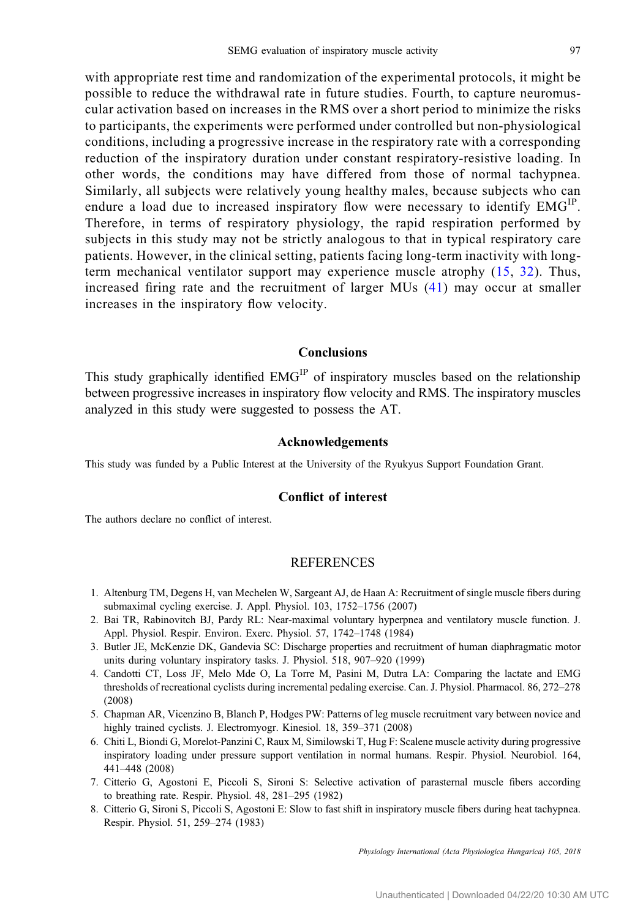with appropriate rest time and randomization of the experimental protocols, it might be possible to reduce the withdrawal rate in future studies. Fourth, to capture neuromuscular activation based on increases in the RMS over a short period to minimize the risks to participants, the experiments were performed under controlled but non-physiological conditions, including a progressive increase in the respiratory rate with a corresponding reduction of the inspiratory duration under constant respiratory-resistive loading. In other words, the conditions may have differed from those of normal tachypnea. Similarly, all subjects were relatively young healthy males, because subjects who can endure a load due to increased inspiratory flow were necessary to identify $EMG^{IP}$. Therefore, in terms of respiratory physiology, the rapid respiration performed by subjects in this study may not be strictly analogous to that in typical respiratory care patients. However, in the clinical setting, patients facing long-term inactivity with long-term mechanical ventilator support may experience muscle atrophy (15, 32). Thus, increased firing rate and the recruitment of larger MUs (41) may occur at smaller increases in the inspiratory flow velocity.

## Conclusions

This study graphically identified $EMG^{IP}$ of inspiratory muscles based on the relationship between progressive increases in inspiratory flow velocity and RMS. The inspiratory muscles analyzed in this study were suggested to possess the AT.

## Acknowledgements

This study was funded by a Public Interest at the University of the Ryukyus Support Foundation Grant.

## Conflict of interest

The authors declare no conflict of interest.

## REFERENCES

1. Altenburg TM, Degens H, van Mechelen W, Sargeant AJ, de Haan A: Recruitment of single muscle fibers during submaximal cycling exercise. J. Appl. Physiol. 103, 1752–1756 (2007)
2. Bai TR, Rabinovitch BJ, Pardy RL: Near-maximal voluntary hyperpnea and ventilatory muscle function. J. Appl. Physiol. Respir. Environ. Exerc. Physiol. 57, 1742–1748 (1984)
3. Butler JE, McKenzie DK, Gandevia SC: Discharge properties and recruitment of human diaphragmatic motor units during voluntary inspiratory tasks. J. Physiol. 518, 907–920 (1999)
4. Candotti CT, Loss JF, Melo Mde O, La Torre M, Pasini M, Dutra LA: Comparing the lactate and EMG thresholds of recreational cyclists during incremental pedaling exercise. Can. J. Physiol. Pharmacol. 86, 272–278 (2008)
5. Chapman AR, Vicenzino B, Blanch P, Hodges PW: Patterns of leg muscle recruitment vary between novice and highly trained cyclists. J. Electromyogr. Kinesiol. 18, 359–371 (2008)
6. Chiti L, Biondi G, Morelot-Panzini C, Raux M, Similowski T, Hug F: Scalene muscle activity during progressive inspiratory loading under pressure support ventilation in normal humans. Respir. Physiol. Neurobiol. 164, 441–448 (2008)
7. Citterio G, Agostoni E, Piccoli S, Sironi S: Selective activation of parasternal muscle fibers according to breathing rate. Respir. Physiol. 48, 281–295 (1982)
8. Citterio G, Sironi S, Piccoli S, Agostoni E: Slow to fast shift in inspiratory muscle fibers during heat tachypnea. Respir. Physiol. 51, 259–274 (1983)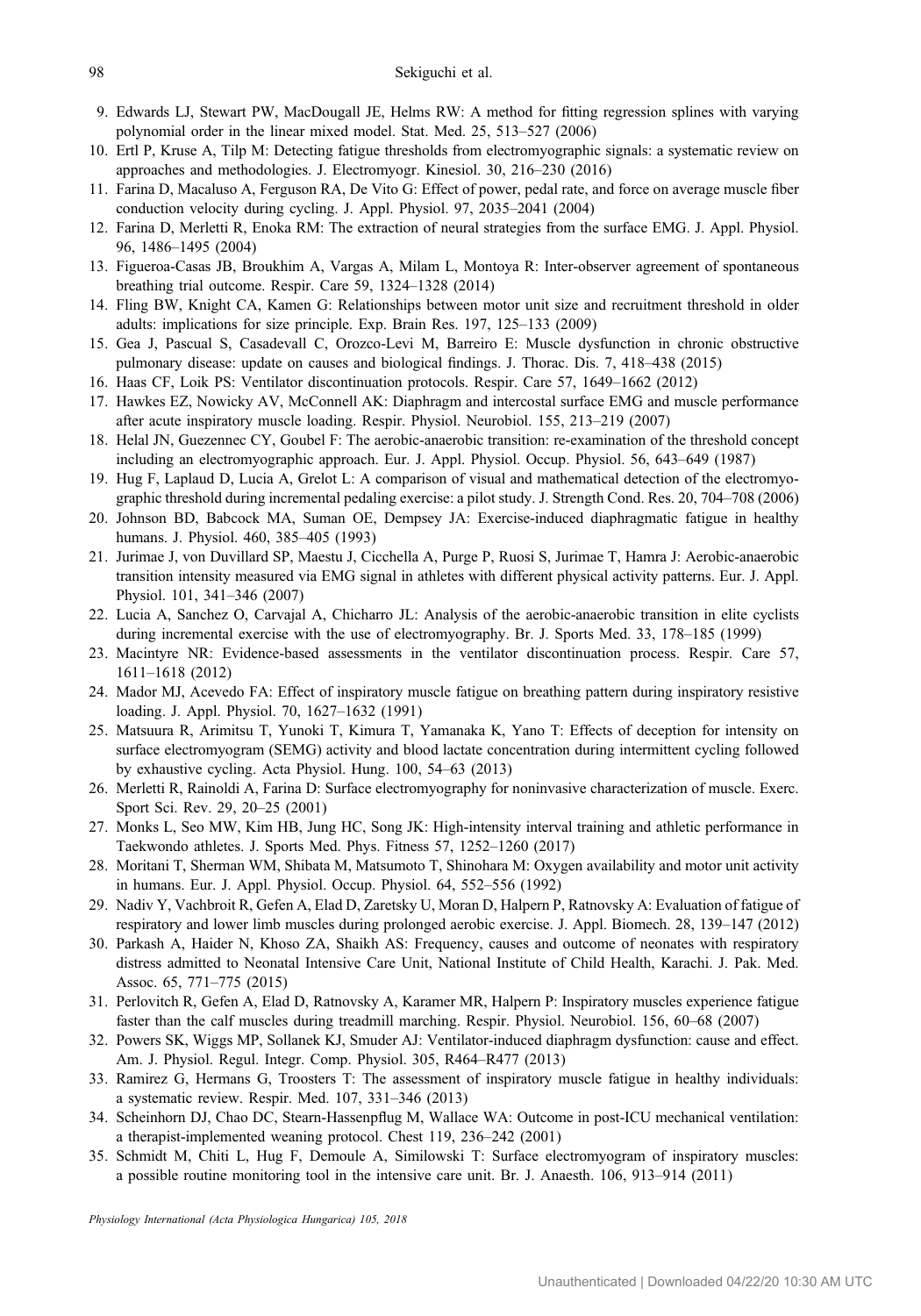9. Edwards LJ, Stewart PW, MacDougall JE, Helms RW: A method for fitting regression splines with varying polynomial order in the linear mixed model. Stat. Med. 25, 513–527 (2006)
10. Ertl P, Kruse A, Tilp M: Detecting fatigue thresholds from electromyographic signals: a systematic review on approaches and methodologies. J. Electromyogr. Kinesiol. 30, 216–230 (2016)
11. Farina D, Macaluso A, Ferguson RA, De Vito G: Effect of power, pedal rate, and force on average muscle fiber conduction velocity during cycling. J. Appl. Physiol. 97, 2035–2041 (2004)
12. Farina D, Merletti R, Enoka RM: The extraction of neural strategies from the surface EMG. J. Appl. Physiol. 96, 1486–1495 (2004)
13. Figueroa-Casas JB, Broukhim A, Vargas A, Milam L, Montoya R: Inter-observer agreement of spontaneous breathing trial outcome. Respir. Care 59, 1324–1328 (2014)
14. Fling BW, Knight CA, Kamen G: Relationships between motor unit size and recruitment threshold in older adults: implications for size principle. Exp. Brain Res. 197, 125–133 (2009)
15. Gea J, Pascual S, Casadevall C, Orozco-Levi M, Barreiro E: Muscle dysfunction in chronic obstructive pulmonary disease: update on causes and biological findings. J. Thorac. Dis. 7, 418–438 (2015)
16. Haas CF, Loik PS: Ventilator discontinuation protocols. Respir. Care 57, 1649–1662 (2012)
17. Hawkes EZ, Nowicky AV, McConnell AK: Diaphragm and intercostal surface EMG and muscle performance after acute inspiratory muscle loading. Respir. Physiol. Neurobiol. 155, 213–219 (2007)
18. Helal JN, Guezennec CY, Goubel F: The aerobic-anaerobic transition: re-examination of the threshold concept including an electromyographic approach. Eur. J. Appl. Physiol. Occup. Physiol. 56, 643–649 (1987)
19. Hug F, Laplaud D, Lucia A, Grelot L: A comparison of visual and mathematical detection of the electromyographic threshold during incremental pedaling exercise: a pilot study. J. Strength Cond. Res. 20, 704–708 (2006)
20. Johnson BD, Babcock MA, Suman OE, Dempsey JA: Exercise-induced diaphragmatic fatigue in healthy humans. J. Physiol. 460, 385–405 (1993)
21. Jurimae J, von Duvillard SP, Maestu J, Cicchella A, Purge P, Ruosi S, Jurimae T, Hamra J: Aerobic-anaerobic transition intensity measured via EMG signal in athletes with different physical activity patterns. Eur. J. Appl. Physiol. 101, 341–346 (2007)
22. Lucia A, Sanchez O, Carvajal A, Chicharro JL: Analysis of the aerobic-anaerobic transition in elite cyclists during incremental exercise with the use of electromyography. Br. J. Sports Med. 33, 178–185 (1999)
23. Macintyre NR: Evidence-based assessments in the ventilator discontinuation process. Respir. Care 57, 1611–1618 (2012)
24. Mador MJ, Acevedo FA: Effect of inspiratory muscle fatigue on breathing pattern during inspiratory resistive loading. J. Appl. Physiol. 70, 1627–1632 (1991)
25. Matsuura R, Arimitsu T, Yunoki T, Kimura T, Yamanaka K, Yano T: Effects of deception for intensity on surface electromyogram (SEMG) activity and blood lactate concentration during intermittent cycling followed by exhaustive cycling. Acta Physiol. Hung. 100, 54–63 (2013)
26. Merletti R, Rainoldi A, Farina D: Surface electromyography for noninvasive characterization of muscle. Exerc. Sport Sci. Rev. 29, 20–25 (2001)
27. Monks L, Seo MW, Kim HB, Jung HC, Song JK: High-intensity interval training and athletic performance in Taekwondo athletes. J. Sports Med. Phys. Fitness 57, 1252–1260 (2017)
28. Moritani T, Sherman WM, Shibata M, Matsumoto T, Shinohara M: Oxygen availability and motor unit activity in humans. Eur. J. Appl. Physiol. Occup. Physiol. 64, 552–556 (1992)
29. Nadiv Y, Vachbroit R, Gefen A, Elad D, Zaretsky U, Moran D, Halpern P, Ratnovsky A: Evaluation of fatigue of respiratory and lower limb muscles during prolonged aerobic exercise. J. Appl. Biomech. 28, 139–147 (2012)
30. Parkash A, Haider N, Khoso ZA, Shaikh AS: Frequency, causes and outcome of neonates with respiratory distress admitted to Neonatal Intensive Care Unit, National Institute of Child Health, Karachi. J. Pak. Med. Assoc. 65, 771–775 (2015)
31. Perlovitch R, Gefen A, Elad D, Ratnovsky A, Karamer MR, Halpern P: Inspiratory muscles experience fatigue faster than the calf muscles during treadmill marching. Respir. Physiol. Neurobiol. 156, 60–68 (2007)
32. Powers SK, Wiggs MP, Sollanek KJ, Smuder AJ: Ventilator-induced diaphragm dysfunction: cause and effect. Am. J. Physiol. Regul. Integr. Comp. Physiol. 305, R464–R477 (2013)
33. Ramirez G, Hermans G, Troosters T: The assessment of inspiratory muscle fatigue in healthy individuals: a systematic review. Respir. Med. 107, 331–346 (2013)
34. Scheinhorn DJ, Chao DC, Stearn-Hassenpflug M, Wallace WA: Outcome in post-ICU mechanical ventilation: a therapist-implemented weaning protocol. Chest 119, 236–242 (2001)
35. Schmidt M, Chiti L, Hug F, Demoule A, Similowski T: Surface electromyogram of inspiratory muscles: a possible routine monitoring tool in the intensive care unit. Br. J. Anaesth. 106, 913–914 (2011)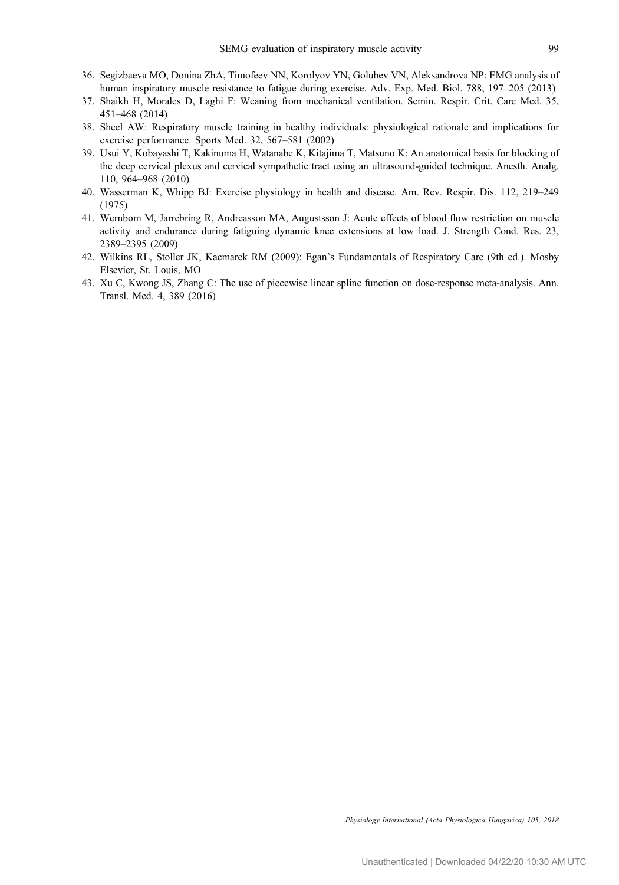36. Segizbaeva MO, Donina ZhA, Timofeev NN, Korolyov YN, Golubev VN, Aleksandrova NP: EMG analysis of human inspiratory muscle resistance to fatigue during exercise. Adv. Exp. Med. Biol. 788, 197–205 (2013)
37. Shaikh H, Morales D, Laghi F: Weaning from mechanical ventilation. Semin. Respir. Crit. Care Med. 35, 451–468 (2014)
38. Sheel AW: Respiratory muscle training in healthy individuals: physiological rationale and implications for exercise performance. Sports Med. 32, 567–581 (2002)
39. Usui Y, Kobayashi T, Kakinuma H, Watanabe K, Kitajima T, Matsuno K: An anatomical basis for blocking of the deep cervical plexus and cervical sympathetic tract using an ultrasound-guided technique. Anesth. Analg. 110, 964–968 (2010)
40. Wasserman K, Whipp BJ: Exercise physiology in health and disease. Am. Rev. Respir. Dis. 112, 219–249 (1975)
41. Wernbom M, Jarrebring R, Andreasson MA, Augustsson J: Acute effects of blood flow restriction on muscle activity and endurance during fatiguing dynamic knee extensions at low load. J. Strength Cond. Res. 23, 2389–2395 (2009)
42. Wilkins RL, Stoller JK, Kacmarek RM (2009): Egan's Fundamentals of Respiratory Care (9th ed.). Mosby Elsevier, St. Louis, MO
43. Xu C, Kwong JS, Zhang C: The use of piecewise linear spline function on dose-response meta-analysis. Ann. Transl. Med. 4, 389 (2016)